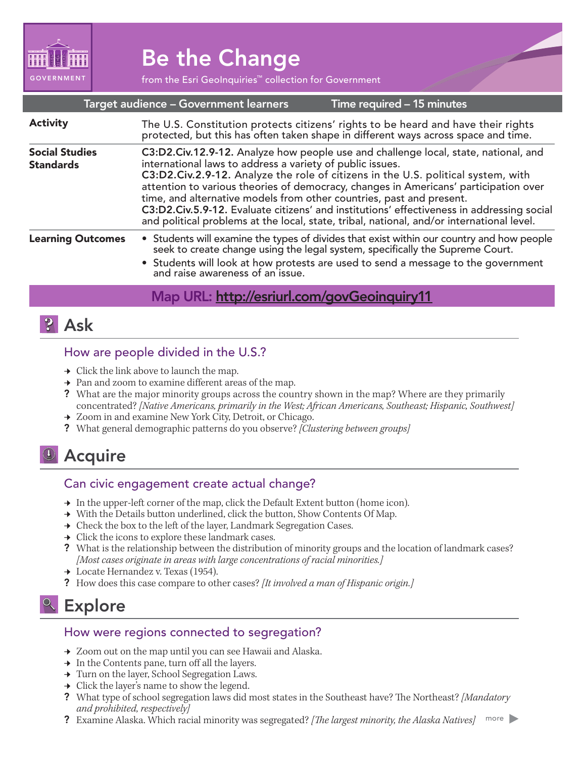GOVERNMENT

# Be the Change

from the Esri GeoInquiries™ collection for Government

| Target audience – Government learners | Time required – 15 minutes |
| --- | --- |

| | |
| --- | --- |
| **Activity** | The U.S. Constitution protects citizens' rights to be heard and have their rights protected, but this has often taken shape in different ways across space and time. |
| **Social Studies Standards** | **C3:D2.Civ.12.9-12.** Analyze how people use and challenge local, state, national, and international laws to address a variety of public issues. **C3:D2.Civ.2.9-12.** Analyze the role of citizens in the U.S. political system, with attention to various theories of democracy, changes in Americans' participation over time, and alternative models from other countries, past and present. **C3:D2.Civ.5.9-12.** Evaluate citizens' and institutions' effectiveness in addressing social and political problems at the local, state, tribal, national, and/or international level. |
| **Learning Outcomes** | • Students will examine the types of divides that exist within our country and how people seek to create change using the legal system, specifically the Supreme Court. • Students will look at how protests are used to send a message to the government and raise awareness of an issue. |

**Map URL: http://esriurl.com/govGeoinquiry11**

## Ask

### How are people divided in the U.S.?

→ Click the link above to launch the map.
→ Pan and zoom to examine different areas of the map.
? What are the major minority groups across the country shown in the map? Where are they primarily concentrated? *[Native Americans, primarily in the West; African Americans, Southeast; Hispanic, Southwest]*
→ Zoom in and examine New York City, Detroit, or Chicago.
? What general demographic patterns do you observe? *[Clustering between groups]*

## Acquire

### Can civic engagement create actual change?

→ In the upper-left corner of the map, click the Default Extent button (home icon).
→ With the Details button underlined, click the button, Show Contents Of Map.
→ Check the box to the left of the layer, Landmark Segregation Cases.
→ Click the icons to explore these landmark cases.
? What is the relationship between the distribution of minority groups and the location of landmark cases? *[Most cases originate in areas with large concentrations of racial minorities.]*
→ Locate Hernandez v. Texas (1954).
? How does this case compare to other cases? *[It involved a man of Hispanic origin.]*

## Explore

### How were regions connected to segregation?

→ Zoom out on the map until you can see Hawaii and Alaska.
→ In the Contents pane, turn off all the layers.
→ Turn on the layer, School Segregation Laws.
→ Click the layer's name to show the legend.
? What type of school segregation laws did most states in the Southeast have? The Northeast? *[Mandatory and prohibited, respectively]*
? Examine Alaska. Which racial minority was segregated? *[The largest minority, the Alaska Natives]*

more ▶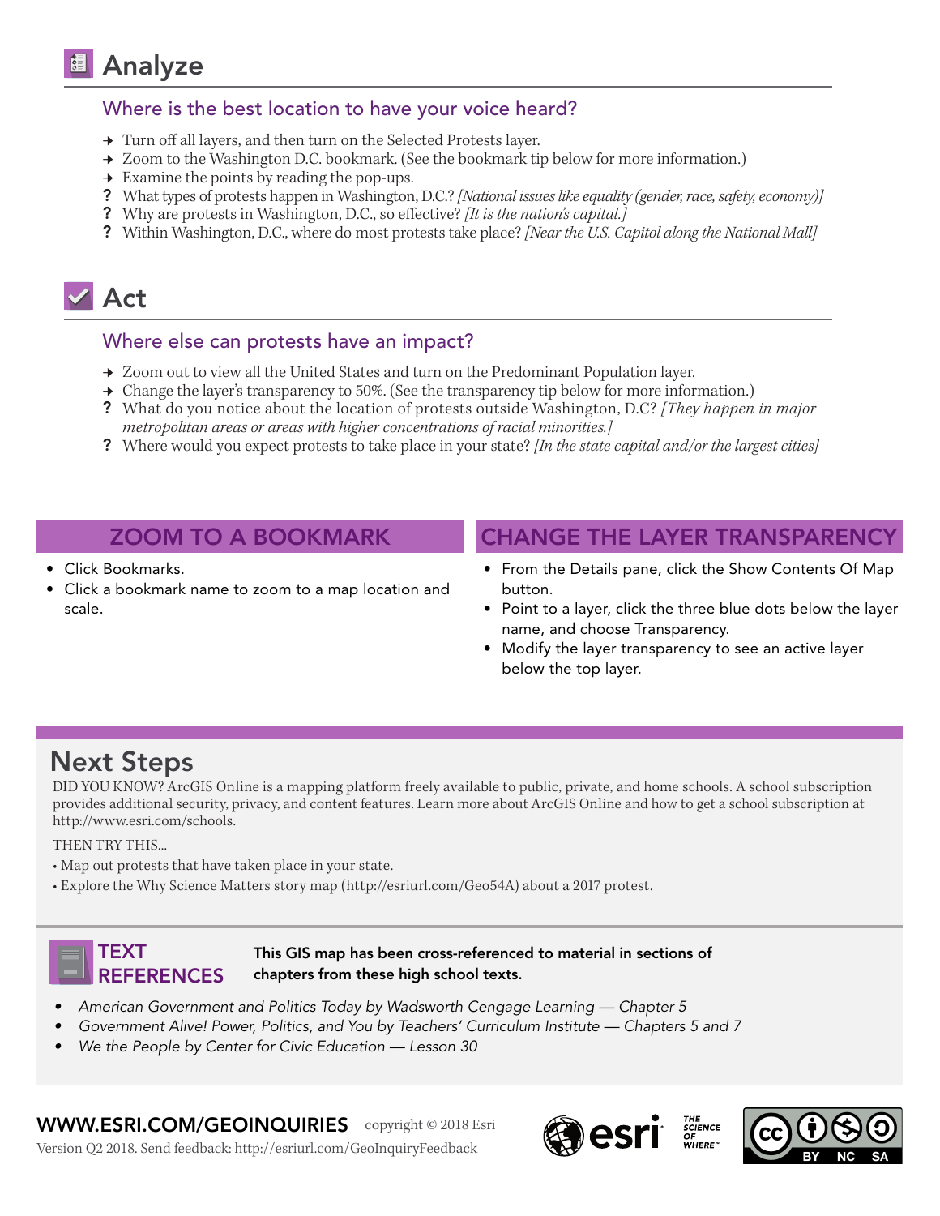# Analyze

## Where is the best location to have your voice heard?

- → Turn off all layers, and then turn on the Selected Protests layer.
- → Zoom to the Washington D.C. bookmark. (See the bookmark tip below for more information.)
- → Examine the points by reading the pop-ups.
- ? What types of protests happen in Washington, D.C.? *[National issues like equality (gender, race, safety, economy)]*
- ? Why are protests in Washington, D.C., so effective? *[It is the nation's capital.]*
- ? Within Washington, D.C., where do most protests take place? *[Near the U.S. Capitol along the National Mall]*

# Act

## Where else can protests have an impact?

- → Zoom out to view all the United States and turn on the Predominant Population layer.
- → Change the layer's transparency to 50%. (See the transparency tip below for more information.)
- ? What do you notice about the location of protests outside Washington, D.C? *[They happen in major metropolitan areas or areas with higher concentrations of racial minorities.]*
- ? Where would you expect protests to take place in your state? *[In the state capital and/or the largest cities]*

## ZOOM TO A BOOKMARK

- Click Bookmarks.
- Click a bookmark name to zoom to a map location and scale.

## CHANGE THE LAYER TRANSPARENCY

- From the Details pane, click the Show Contents Of Map button.
- Point to a layer, click the three blue dots below the layer name, and choose Transparency.
- Modify the layer transparency to see an active layer below the top layer.

# Next Steps

DID YOU KNOW? ArcGIS Online is a mapping platform freely available to public, private, and home schools. A school subscription provides additional security, privacy, and content features. Learn more about ArcGIS Online and how to get a school subscription at http://www.esri.com/schools.

THEN TRY THIS...

- Map out protests that have taken place in your state.
- Explore the Why Science Matters story map (http://esriurl.com/Geo54A) about a 2017 protest.

## TEXT REFERENCES

**This GIS map has been cross-referenced to material in sections of chapters from these high school texts.**

- *American Government and Politics Today by Wadsworth Cengage Learning — Chapter 5*
- *Government Alive! Power, Politics, and You by Teachers' Curriculum Institute — Chapters 5 and 7*
- *We the People by Center for Civic Education — Lesson 30*

**WWW.ESRI.COM/GEOINQUIRIES** copyright © 2018 Esri

Version Q2 2018. Send feedback: http://esriurl.com/GeoInquiryFeedback